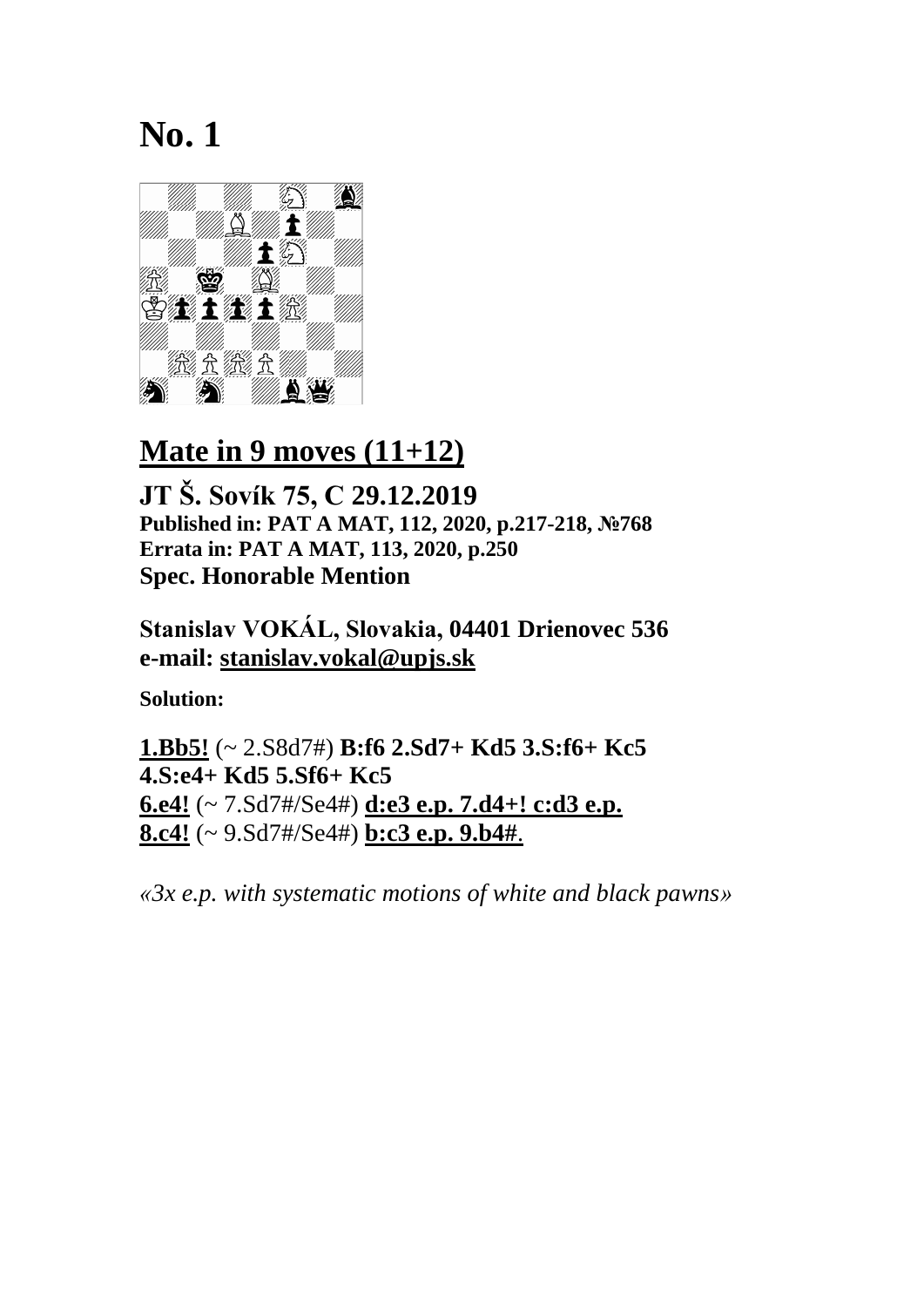# No. 1

## Mate in 9 moves (11+12)

**JT Š. Sovík 75, C 29.12.2019**
**Published in: PAT A MAT, 112, 2020, p.217-218, №768**
**Errata in: PAT A MAT, 113, 2020, p.250**
**Spec. Honorable Mention**

**Stanislav VOKÁL, Slovakia, 04401 Drienovec 536**
**e-mail: stanislav.vokal@upjs.sk**

**Solution:**

**1.Bb5!** (~ 2.S8d7#) **B:f6 2.Sd7+ Kd5 3.S:f6+ Kc5 4.S:e4+ Kd5 5.Sf6+ Kc5 6.e4!** (~ 7.Sd7#/Se4#) **d:e3 e.p. 7.d4+! c:d3 e.p. 8.c4!** (~ 9.Sd7#/Se4#) **b:c3 e.p. 9.b4#**.

*«3x e.p. with systematic motions of white and black pawns»*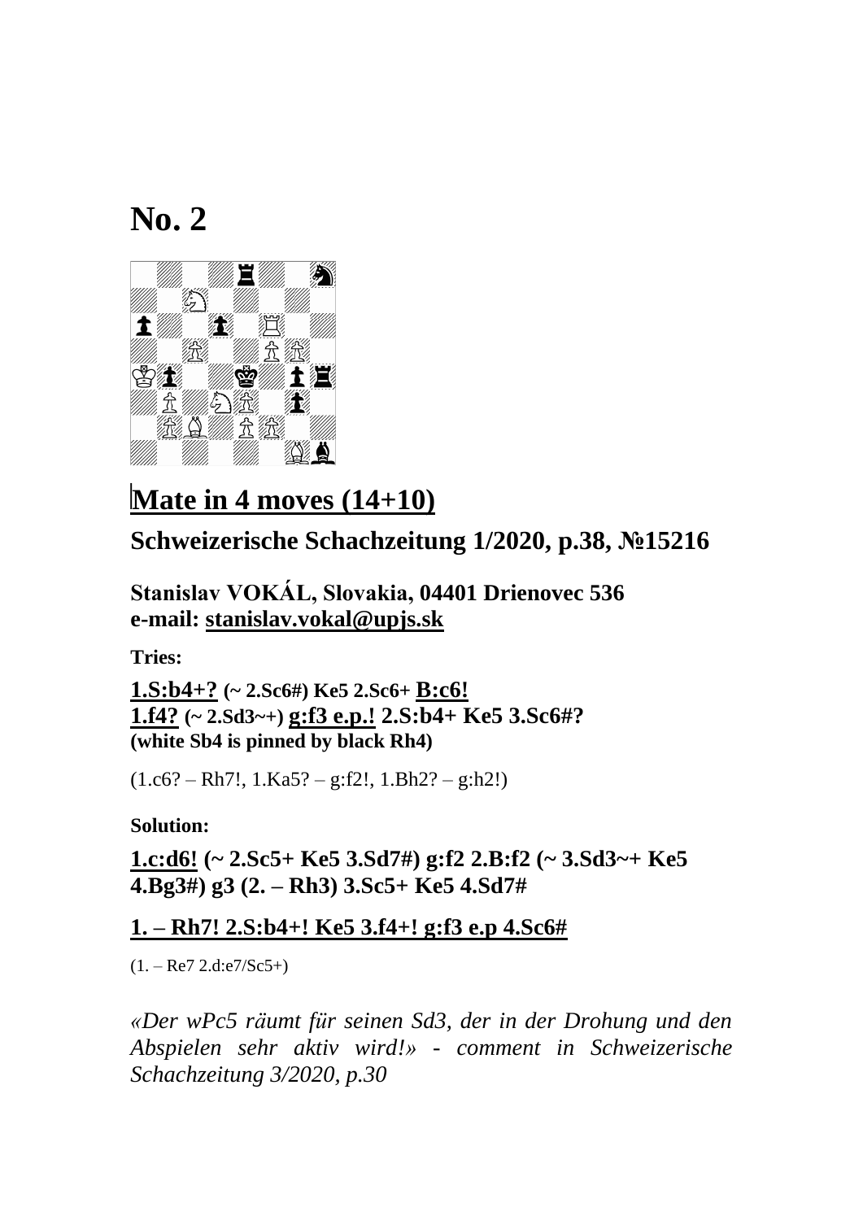# No. 2

## Mate in 4 moves (14+10)

## Schweizerische Schachzeitung 1/2020, p.38, №15216

### Stanislav VOKÁL, Slovakia, 04401 Drienovec 536
### e-mail: stanislav.vokal@upjs.sk

**Tries:**

**1.S:b4+? (~ 2.Sc6#) Ke5 2.Sc6+ B:c6!**
**1.f4? (~ 2.Sd3~+) g:f3 e.p.! 2.S:b4+ Ke5 3.Sc6#?**
**(white Sb4 is pinned by black Rh4)**

(1.c6? – Rh7!, 1.Ka5? – g:f2!, 1.Bh2? – g:h2!)

**Solution:**

**1.c:d6! (~ 2.Sc5+ Ke5 3.Sd7#) g:f2 2.B:f2 (~ 3.Sd3~+ Ke5 4.Bg3#) g3 (2. – Rh3) 3.Sc5+ Ke5 4.Sd7#**

**1. – Rh7! 2.S:b4+! Ke5 3.f4+! g:f3 e.p 4.Sc6#**

(1. – Re7 2.d:e7/Sc5+)

*«Der wPc5 räumt für seinen Sd3, der in der Drohung und den Abspielen sehr aktiv wird!» - comment in Schweizerische Schachzeitung 3/2020, p.30*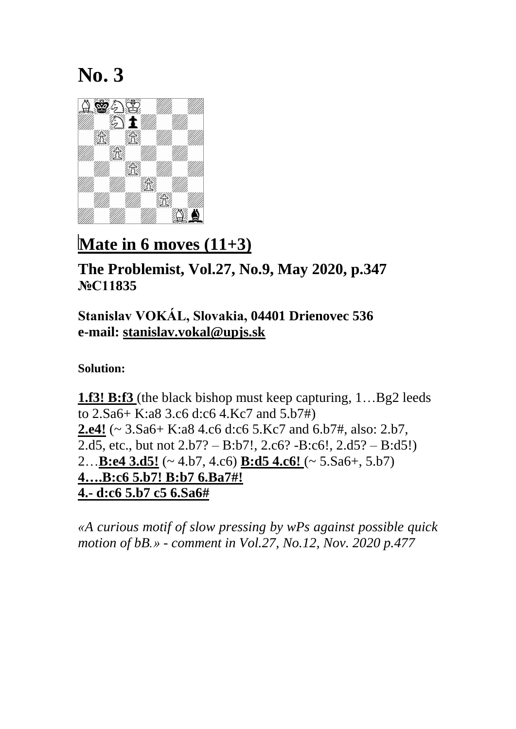# No. 3

## Mate in 6 moves (11+3)

**The Problemist, Vol.27, No.9, May 2020, p.347**
**№C11835**

**Stanislav VOKÁL, Slovakia, 04401 Drienovec 536**
**e-mail: stanislav.vokal@upjs.sk**

**Solution:**

**1.f3! B:f3** (the black bishop must keep capturing, 1…Bg2 leeds to 2.Sa6+ K:a8 3.c6 d:c6 4.Kc7 and 5.b7#)
**2.e4!** (~ 3.Sa6+ K:a8 4.c6 d:c6 5.Kc7 and 6.b7#, also: 2.b7, 2.d5, etc., but not 2.b7? – B:b7!, 2.c6? -B:c6!, 2.d5? – B:d5!)
2…**B:e4 3.d5!** (~ 4.b7, 4.c6) **B:d5 4.c6!** (~ 5.Sa6+, 5.b7)
**4….B:c6 5.b7! B:b7 6.Ba7#!**
**4.- d:c6 5.b7 c5 6.Sa6#**

*«A curious motif of slow pressing by wPs against possible quick motion of bB.» - comment in Vol.27, No.12, Nov. 2020 p.477*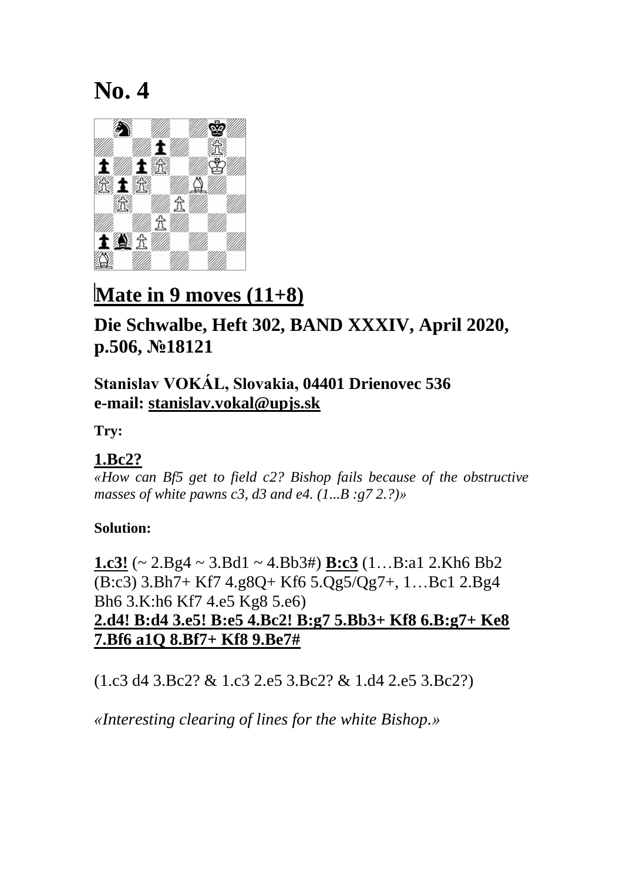# No. 4

## Mate in 9 moves (11+8)

### Die Schwalbe, Heft 302, BAND XXXIV, April 2020, p.506, №18121

**Stanislav VOKÁL, Slovakia, 04401 Drienovec 536**
**e-mail: stanislav.vokal@upjs.sk**

**Try:**

**1.Bc2?**
*«How can Bf5 get to field c2? Bishop fails because of the obstructive masses of white pawns c3, d3 and e4. (1...B :g7 2.?)»*

**Solution:**

**1.c3!** (~ 2.Bg4 ~ 3.Bd1 ~ 4.Bb3#) **B:c3** (1…B:a1 2.Kh6 Bb2 (B:c3) 3.Bh7+ Kf7 4.g8Q+ Kf6 5.Qg5/Qg7+, 1…Bc1 2.Bg4 Bh6 3.K:h6 Kf7 4.e5 Kg8 5.e6)
**2.d4! B:d4 3.e5! B:e5 4.Bc2! B:g7 5.Bb3+ Kf8 6.B:g7+ Ke8 7.Bf6 a1Q 8.Bf7+ Kf8 9.Be7#**

(1.c3 d4 3.Bc2? & 1.c3 2.e5 3.Bc2? & 1.d4 2.e5 3.Bc2?)

*«Interesting clearing of lines for the white Bishop.»*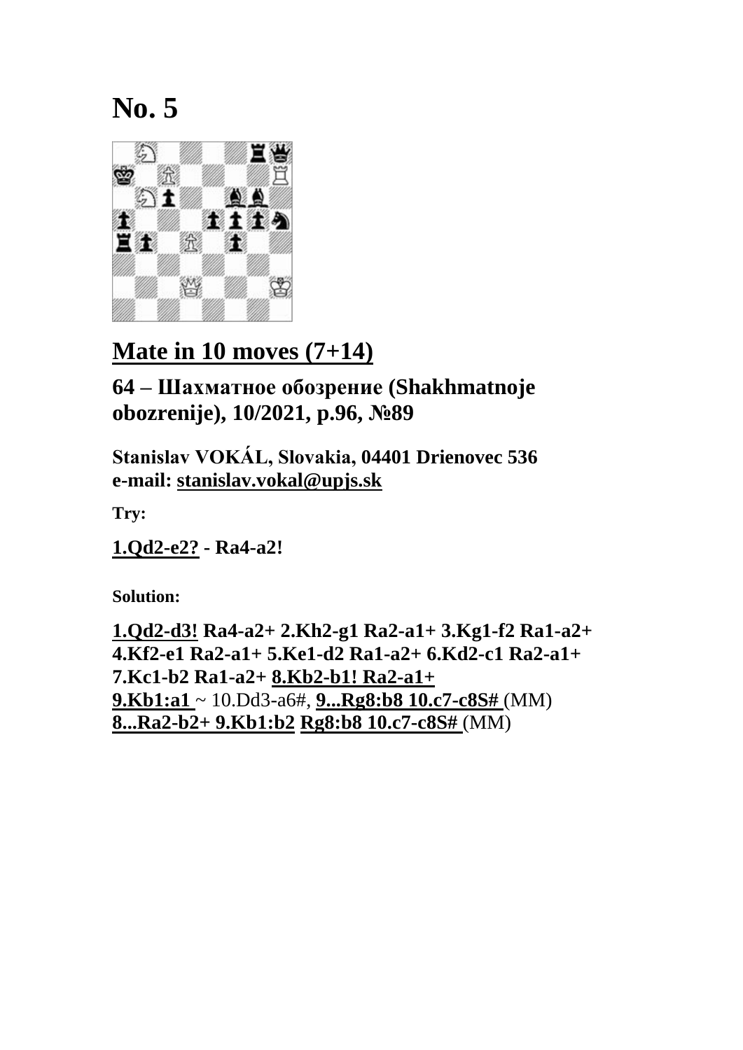# No. 5

## Mate in 10 moves (7+14)

### 64 – Шахматное обозрение (Shakhmatnoje obozrenije), 10/2021, p.96, №89

**Stanislav VOKÁL, Slovakia, 04401 Drienovec 536**
**e-mail: stanislav.vokal@upjs.sk**

**Try:**

**1.Qd2-e2? - Ra4-a2!**

**Solution:**

**1.Qd2-d3! Ra4-a2+ 2.Kh2-g1 Ra2-a1+ 3.Kg1-f2 Ra1-a2+ 4.Kf2-e1 Ra2-a1+ 5.Ke1-d2 Ra1-a2+ 6.Kd2-c1 Ra2-a1+ 7.Kc1-b2 Ra1-a2+ 8.Kb2-b1! Ra2-a1+**
**9.Kb1:a1** ~ 10.Dd3-a6#, **9...Rg8:b8 10.c7-c8S#** (MM)
**8...Ra2-b2+ 9.Kb1:b2 Rg8:b8 10.c7-c8S#** (MM)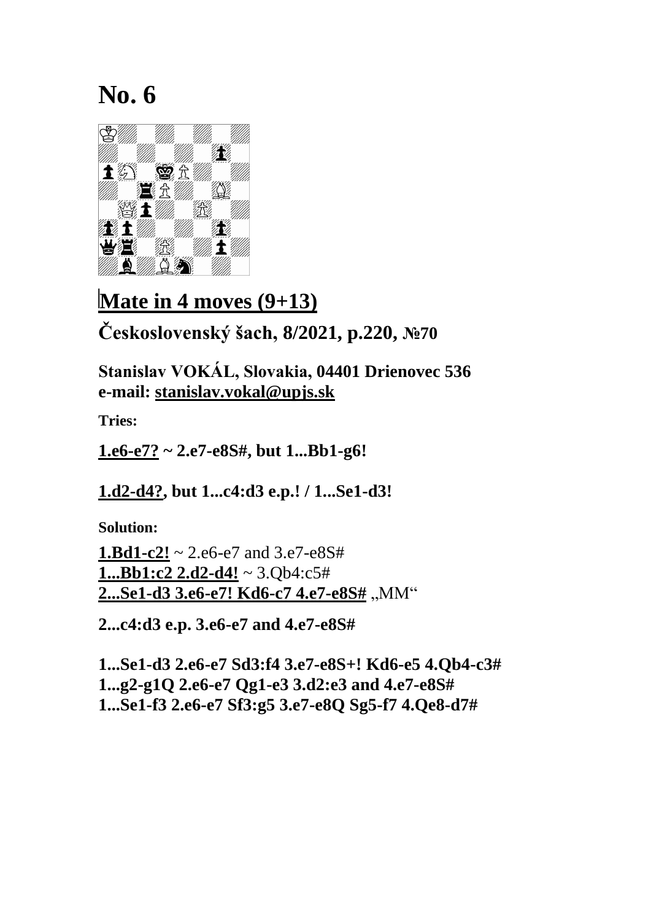# No. 6

## Mate in 4 moves (9+13)

### Československý šach, 8/2021, p.220, №70

**Stanislav VOKÁL, Slovakia, 04401 Drienovec 536**
**e-mail: stanislav.vokal@upjs.sk**

**Tries:**

**1.e6-e7? ~ 2.e7-e8S#, but 1...Bb1-g6!**

**1.d2-d4?, but 1...c4:d3 e.p.! / 1...Se1-d3!**

**Solution:**

**1.Bd1-c2!** ~ 2.e6-e7 and 3.e7-e8S#
**1...Bb1:c2 2.d2-d4!** ~ 3.Qb4:c5#
**2...Se1-d3 3.e6-e7! Kd6-c7 4.e7-e8S#** „MM"

**2...c4:d3 e.p. 3.e6-e7 and 4.e7-e8S#**

**1...Se1-d3 2.e6-e7 Sd3:f4 3.e7-e8S+! Kd6-e5 4.Qb4-c3#**
**1...g2-g1Q 2.e6-e7 Qg1-e3 3.d2:e3 and 4.e7-e8S#**
**1...Se1-f3 2.e6-e7 Sf3:g5 3.e7-e8Q Sg5-f7 4.Qe8-d7#**